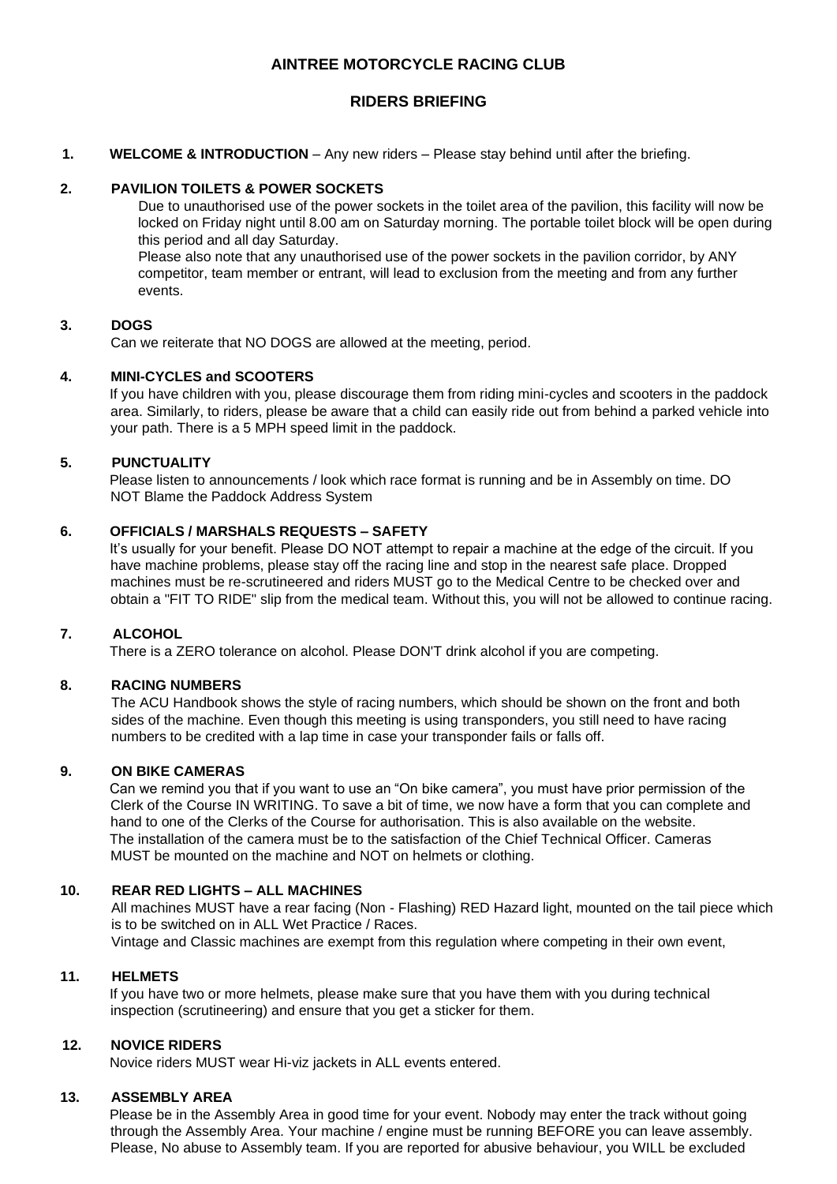# AINTREE MOTORCYCLE RACING CLUB

## RIDERS BRIEFING

**1. WELCOME & INTRODUCTION** – Any new riders – Please stay behind until after the briefing.

**2. PAVILION TOILETS & POWER SOCKETS**

Due to unauthorised use of the power sockets in the toilet area of the pavilion, this facility will now be locked on Friday night until 8.00 am on Saturday morning. The portable toilet block will be open during this period and all day Saturday.

Please also note that any unauthorised use of the power sockets in the pavilion corridor, by ANY competitor, team member or entrant, will lead to exclusion from the meeting and from any further events.

**3. DOGS**

Can we reiterate that NO DOGS are allowed at the meeting, period.

**4. MINI-CYCLES and SCOOTERS**

If you have children with you, please discourage them from riding mini-cycles and scooters in the paddock area. Similarly, to riders, please be aware that a child can easily ride out from behind a parked vehicle into your path. There is a 5 MPH speed limit in the paddock.

**5. PUNCTUALITY**

Please listen to announcements / look which race format is running and be in Assembly on time. DO NOT Blame the Paddock Address System

**6. OFFICIALS / MARSHALS REQUESTS – SAFETY**

It's usually for your benefit. Please DO NOT attempt to repair a machine at the edge of the circuit. If you have machine problems, please stay off the racing line and stop in the nearest safe place. Dropped machines must be re-scrutineered and riders MUST go to the Medical Centre to be checked over and obtain a "FIT TO RIDE" slip from the medical team. Without this, you will not be allowed to continue racing.

**7. ALCOHOL**

There is a ZERO tolerance on alcohol. Please DON'T drink alcohol if you are competing.

**8. RACING NUMBERS**

The ACU Handbook shows the style of racing numbers, which should be shown on the front and both sides of the machine. Even though this meeting is using transponders, you still need to have racing numbers to be credited with a lap time in case your transponder fails or falls off.

**9. ON BIKE CAMERAS**

Can we remind you that if you want to use an "On bike camera", you must have prior permission of the Clerk of the Course IN WRITING. To save a bit of time, we now have a form that you can complete and hand to one of the Clerks of the Course for authorisation. This is also available on the website.

The installation of the camera must be to the satisfaction of the Chief Technical Officer. Cameras MUST be mounted on the machine and NOT on helmets or clothing.

**10. REAR RED LIGHTS – ALL MACHINES**

All machines MUST have a rear facing (Non - Flashing) RED Hazard light, mounted on the tail piece which is to be switched on in ALL Wet Practice / Races.

Vintage and Classic machines are exempt from this regulation where competing in their own event,

**11. HELMETS**

If you have two or more helmets, please make sure that you have them with you during technical inspection (scrutineering) and ensure that you get a sticker for them.

**12. NOVICE RIDERS**

Novice riders MUST wear Hi-viz jackets in ALL events entered.

**13. ASSEMBLY AREA**

Please be in the Assembly Area in good time for your event. Nobody may enter the track without going through the Assembly Area. Your machine / engine must be running BEFORE you can leave assembly. Please, No abuse to Assembly team. If you are reported for abusive behaviour, you WILL be excluded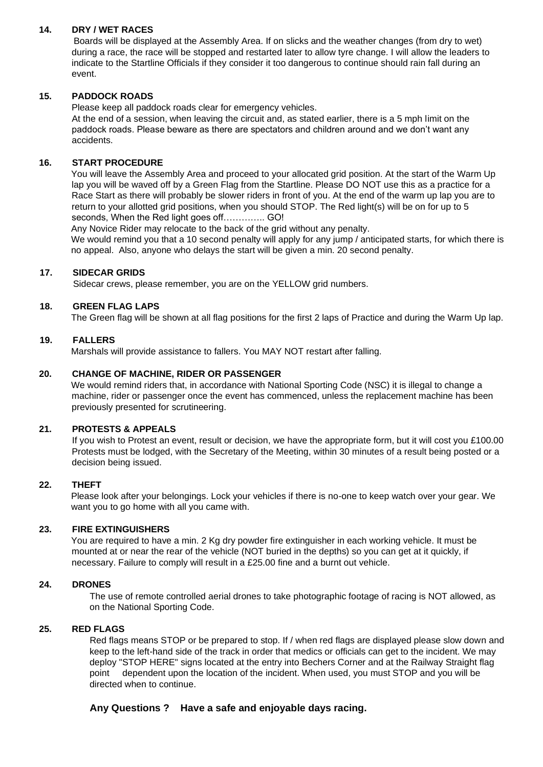### 14. DRY / WET RACES

Boards will be displayed at the Assembly Area. If on slicks and the weather changes (from dry to wet) during a race, the race will be stopped and restarted later to allow tyre change. I will allow the leaders to indicate to the Startline Officials if they consider it too dangerous to continue should rain fall during an event.

### 15. PADDOCK ROADS

Please keep all paddock roads clear for emergency vehicles.
At the end of a session, when leaving the circuit and, as stated earlier, there is a 5 mph limit on the paddock roads. Please beware as there are spectators and children around and we don't want any accidents.

### 16. START PROCEDURE

You will leave the Assembly Area and proceed to your allocated grid position. At the start of the Warm Up lap you will be waved off by a Green Flag from the Startline. Please DO NOT use this as a practice for a Race Start as there will probably be slower riders in front of you. At the end of the warm up lap you are to return to your allotted grid positions, when you should STOP. The Red light(s) will be on for up to 5 seconds, When the Red light goes off………….. GO!

Any Novice Rider may relocate to the back of the grid without any penalty.

We would remind you that a 10 second penalty will apply for any jump / anticipated starts, for which there is no appeal. Also, anyone who delays the start will be given a min. 20 second penalty.

### 17. SIDECAR GRIDS

Sidecar crews, please remember, you are on the YELLOW grid numbers.

### 18. GREEN FLAG LAPS

The Green flag will be shown at all flag positions for the first 2 laps of Practice and during the Warm Up lap.

### 19. FALLERS

Marshals will provide assistance to fallers. You MAY NOT restart after falling.

### 20. CHANGE OF MACHINE, RIDER OR PASSENGER

We would remind riders that, in accordance with National Sporting Code (NSC) it is illegal to change a machine, rider or passenger once the event has commenced, unless the replacement machine has been previously presented for scrutineering.

### 21. PROTESTS & APPEALS

If you wish to Protest an event, result or decision, we have the appropriate form, but it will cost you £100.00 Protests must be lodged, with the Secretary of the Meeting, within 30 minutes of a result being posted or a decision being issued.

### 22. THEFT

Please look after your belongings. Lock your vehicles if there is no-one to keep watch over your gear. We want you to go home with all you came with.

### 23. FIRE EXTINGUISHERS

You are required to have a min. 2 Kg dry powder fire extinguisher in each working vehicle. It must be mounted at or near the rear of the vehicle (NOT buried in the depths) so you can get at it quickly, if necessary. Failure to comply will result in a £25.00 fine and a burnt out vehicle.

### 24. DRONES

The use of remote controlled aerial drones to take photographic footage of racing is NOT allowed, as on the National Sporting Code.

### 25. RED FLAGS

Red flags means STOP or be prepared to stop. If / when red flags are displayed please slow down and keep to the left-hand side of the track in order that medics or officials can get to the incident. We may deploy "STOP HERE" signs located at the entry into Bechers Corner and at the Railway Straight flag point dependent upon the location of the incident. When used, you must STOP and you will be directed when to continue.

**Any Questions ? Have a safe and enjoyable days racing.**